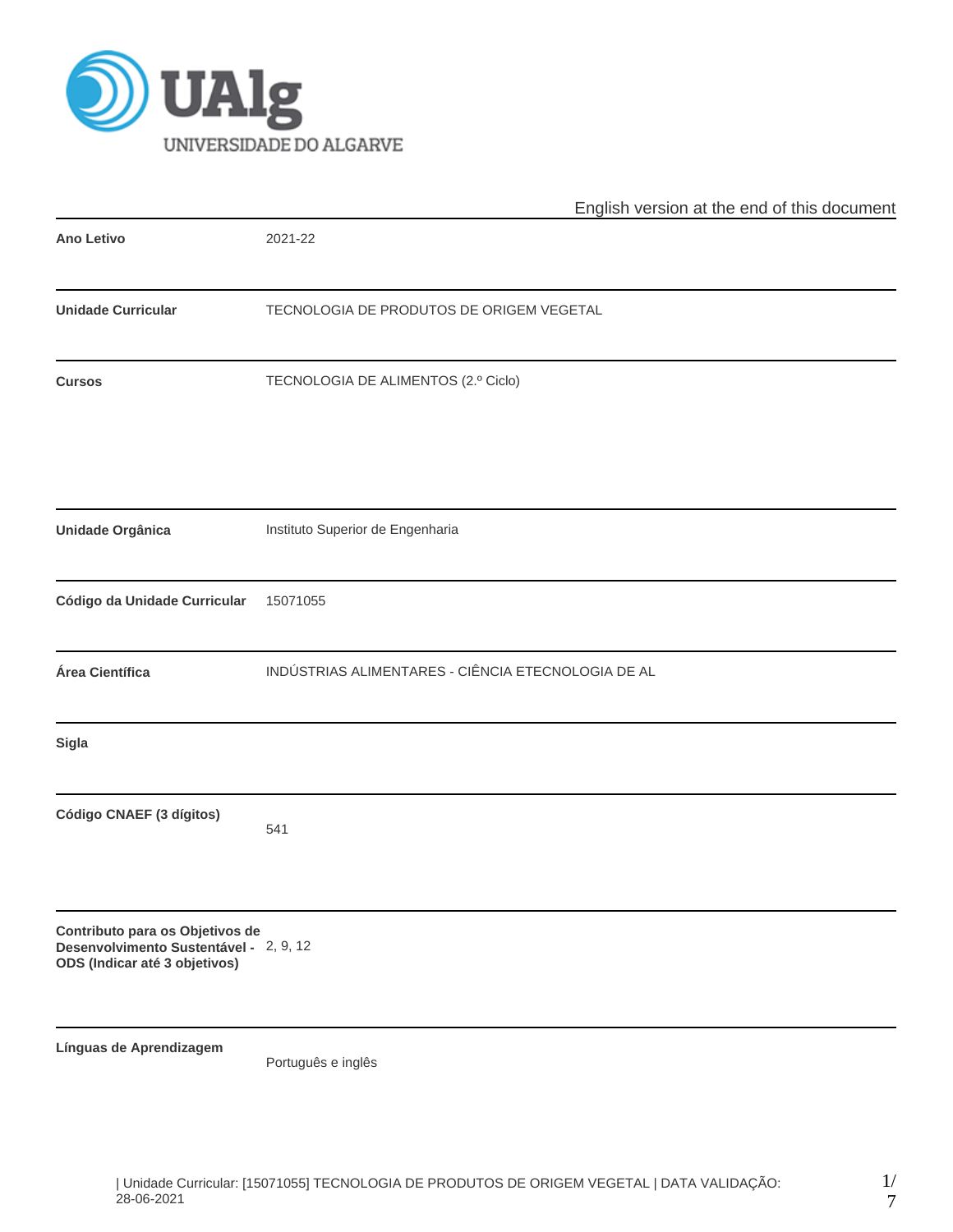UNIVERSIDADE DO ALGARVE

English version at the end of this document

| | |
|---|---|
| **Ano Letivo** | 2021-22 |
| **Unidade Curricular** | TECNOLOGIA DE PRODUTOS DE ORIGEM VEGETAL |
| **Cursos** | TECNOLOGIA DE ALIMENTOS (2.º Ciclo) |
| **Unidade Orgânica** | Instituto Superior de Engenharia |
| **Código da Unidade Curricular** | 15071055 |
| **Área Científica** | INDÚSTRIAS ALIMENTARES - CIÊNCIA ETECNOLOGIA DE AL |
| **Sigla** | |
| **Código CNAEF (3 dígitos)** | 541 |
| **Contributo para os Objetivos de Desenvolvimento Sustentável - ODS (Indicar até 3 objetivos)** | 2, 9, 12 |
| **Línguas de Aprendizagem** | Português e inglês |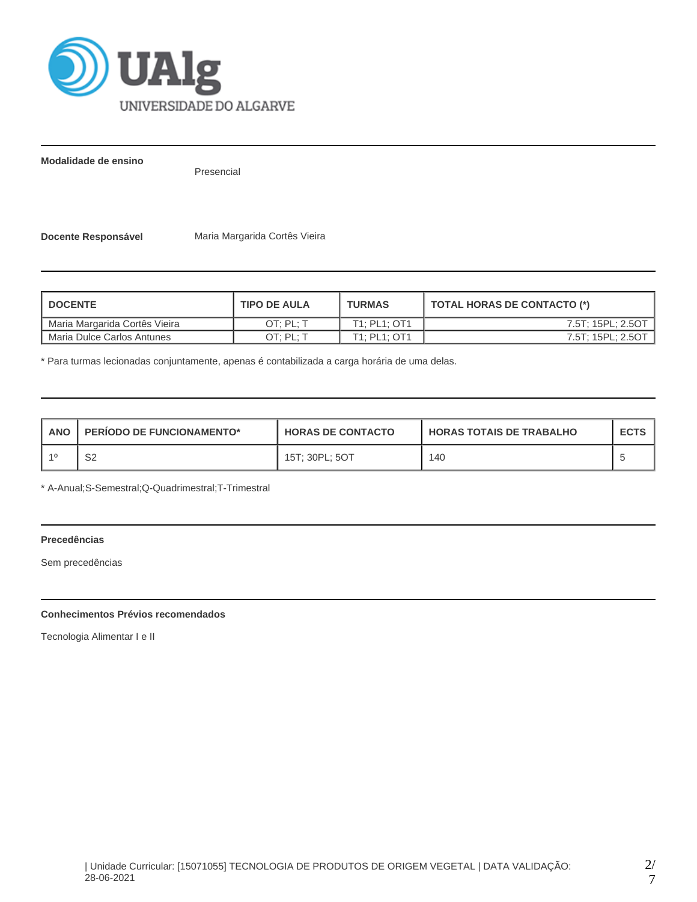**Modalidade de ensino**

Presencial

**Docente Responsável** Maria Margarida Cortês Vieira

| DOCENTE | TIPO DE AULA | TURMAS | TOTAL HORAS DE CONTACTO (*) |
|---|---|---|---|
| Maria Margarida Cortês Vieira | OT; PL; T | T1; PL1; OT1 | 7.5T; 15PL; 2.5OT |
| Maria Dulce Carlos Antunes | OT; PL; T | T1; PL1; OT1 | 7.5T; 15PL; 2.5OT |

* Para turmas lecionadas conjuntamente, apenas é contabilizada a carga horária de uma delas.

| ANO | PERÍODO DE FUNCIONAMENTO* | HORAS DE CONTACTO | HORAS TOTAIS DE TRABALHO | ECTS |
|---|---|---|---|---|
| 1º | S2 | 15T; 30PL; 5OT | 140 | 5 |

* A-Anual;S-Semestral;Q-Quadrimestral;T-Trimestral

**Precedências**

Sem precedências

**Conhecimentos Prévios recomendados**

Tecnologia Alimentar I e II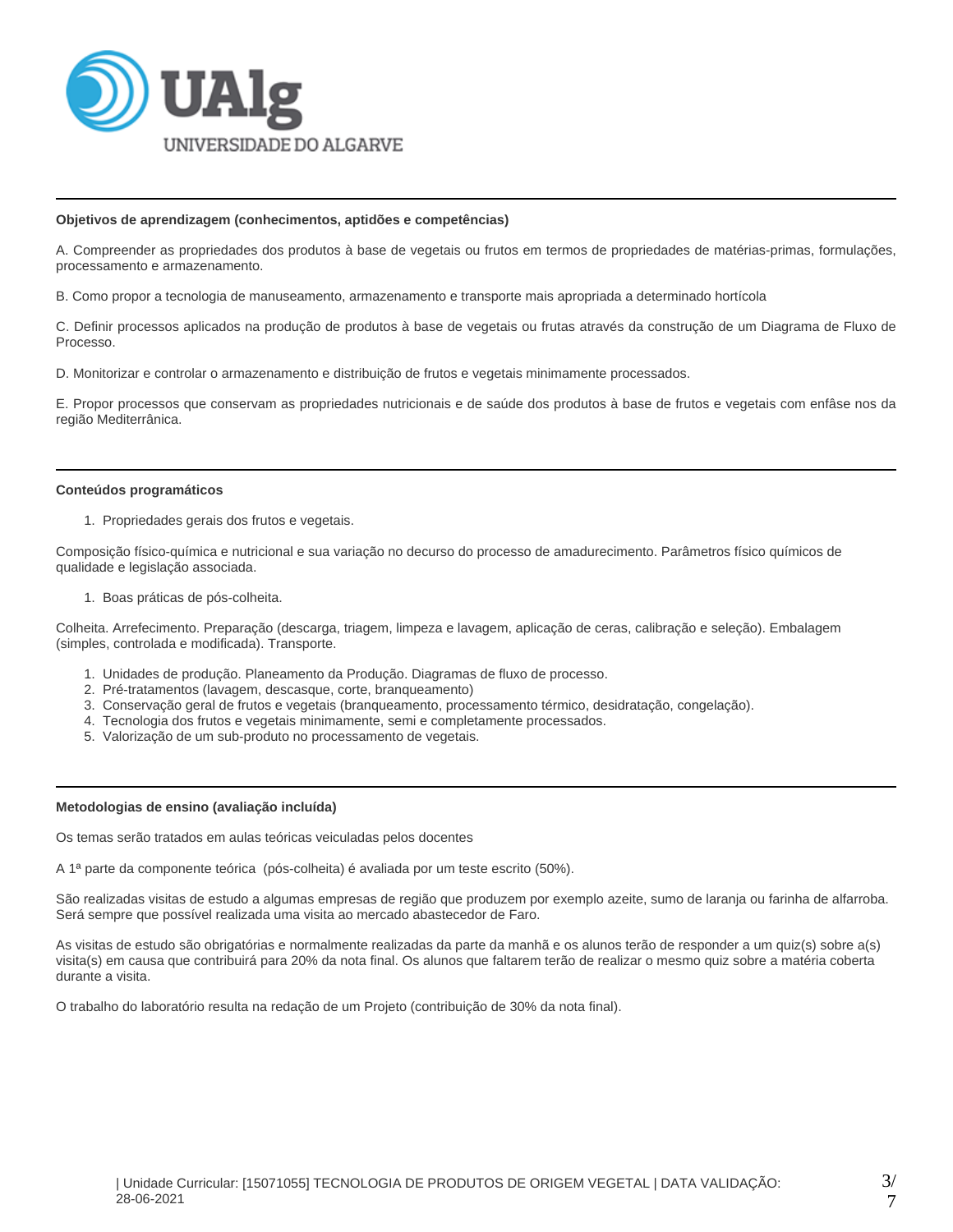**Objetivos de aprendizagem (conhecimentos, aptidões e competências)**

A. Compreender as propriedades dos produtos à base de vegetais ou frutos em termos de propriedades de matérias-primas, formulações, processamento e armazenamento.

B. Como propor a tecnologia de manuseamento, armazenamento e transporte mais apropriada a determinado hortícola

C. Definir processos aplicados na produção de produtos à base de vegetais ou frutas através da construção de um Diagrama de Fluxo de Processo.

D. Monitorizar e controlar o armazenamento e distribuição de frutos e vegetais minimamente processados.

E. Propor processos que conservam as propriedades nutricionais e de saúde dos produtos à base de frutos e vegetais com enfâse nos da região Mediterrânica.

**Conteúdos programáticos**

1. Propriedades gerais dos frutos e vegetais.

Composição físico-química e nutricional e sua variação no decurso do processo de amadurecimento. Parâmetros físico químicos de qualidade e legislação associada.

1. Boas práticas de pós-colheita.

Colheita. Arrefecimento. Preparação (descarga, triagem, limpeza e lavagem, aplicação de ceras, calibração e seleção). Embalagem (simples, controlada e modificada). Transporte.

1. Unidades de produção. Planeamento da Produção. Diagramas de fluxo de processo.
2. Pré-tratamentos (lavagem, descasque, corte, branqueamento)
3. Conservação geral de frutos e vegetais (branqueamento, processamento térmico, desidratação, congelação).
4. Tecnologia dos frutos e vegetais minimamente, semi e completamente processados.
5. Valorização de um sub-produto no processamento de vegetais.

**Metodologias de ensino (avaliação incluída)**

Os temas serão tratados em aulas teóricas veiculadas pelos docentes

A 1ª parte da componente teórica (pós-colheita) é avaliada por um teste escrito (50%).

São realizadas visitas de estudo a algumas empresas de região que produzem por exemplo azeite, sumo de laranja ou farinha de alfarroba. Será sempre que possível realizada uma visita ao mercado abastecedor de Faro.

As visitas de estudo são obrigatórias e normalmente realizadas da parte da manhã e os alunos terão de responder a um quiz(s) sobre a(s) visita(s) em causa que contribuirá para 20% da nota final. Os alunos que faltarem terão de realizar o mesmo quiz sobre a matéria coberta durante a visita.

O trabalho do laboratório resulta na redação de um Projeto (contribuição de 30% da nota final).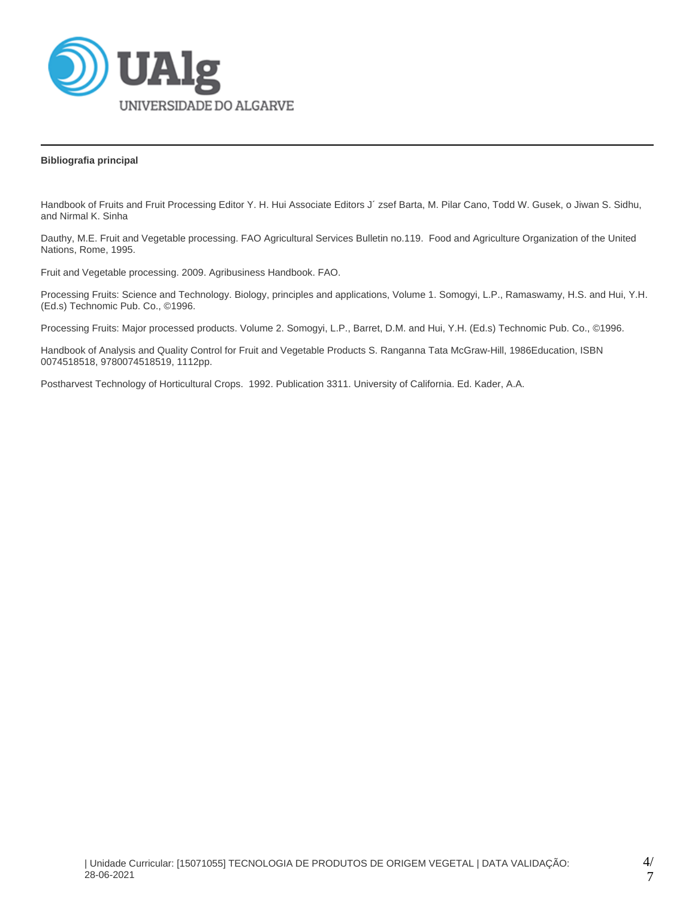**Bibliografia principal**

Handbook of Fruits and Fruit Processing Editor Y. H. Hui Associate Editors J´ zsef Barta, M. Pilar Cano, Todd W. Gusek, o Jiwan S. Sidhu, and Nirmal K. Sinha

Dauthy, M.E. Fruit and Vegetable processing. FAO Agricultural Services Bulletin no.119. Food and Agriculture Organization of the United Nations, Rome, 1995.

Fruit and Vegetable processing. 2009. Agribusiness Handbook. FAO.

Processing Fruits: Science and Technology. Biology, principles and applications, Volume 1. Somogyi, L.P., Ramaswamy, H.S. and Hui, Y.H. (Ed.s) Technomic Pub. Co., ©1996.

Processing Fruits: Major processed products. Volume 2. Somogyi, L.P., Barret, D.M. and Hui, Y.H. (Ed.s) Technomic Pub. Co., ©1996.

Handbook of Analysis and Quality Control for Fruit and Vegetable Products S. Ranganna Tata McGraw-Hill, 1986Education, ISBN 0074518518, 9780074518519, 1112pp.

Postharvest Technology of Horticultural Crops. 1992. Publication 3311. University of California. Ed. Kader, A.A.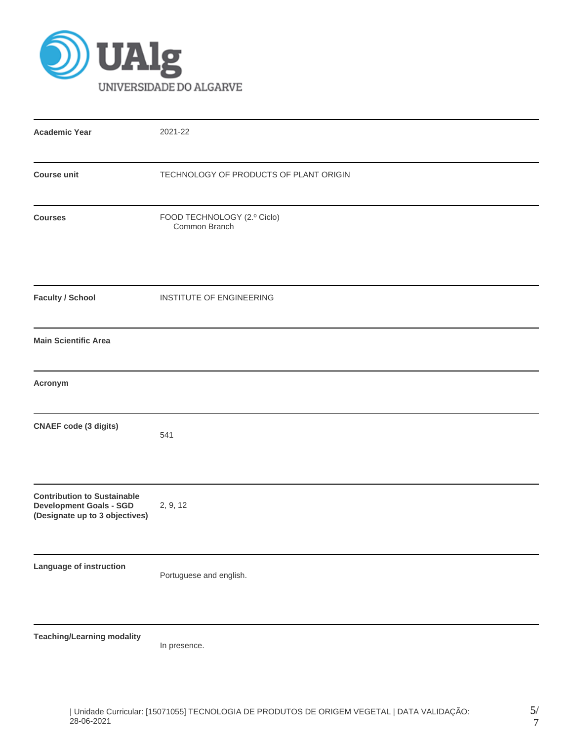UAlg UNIVERSIDADE DO ALGARVE

| | |
|---|---|
| **Academic Year** | 2021-22 |
| **Course unit** | TECHNOLOGY OF PRODUCTS OF PLANT ORIGIN |
| **Courses** | FOOD TECHNOLOGY (2.º Ciclo)<br>Common Branch |
| **Faculty / School** | INSTITUTE OF ENGINEERING |
| **Main Scientific Area** | |
| **Acronym** | |
| **CNAEF code (3 digits)** | 541 |
| **Contribution to Sustainable Development Goals - SGD (Designate up to 3 objectives)** | 2, 9, 12 |
| **Language of instruction** | Portuguese and english. |
| **Teaching/Learning modality** | In presence. |

| Unidade Curricular: [15071055] TECNOLOGIA DE PRODUTOS DE ORIGEM VEGETAL | DATA VALIDAÇÃO: 28-06-2021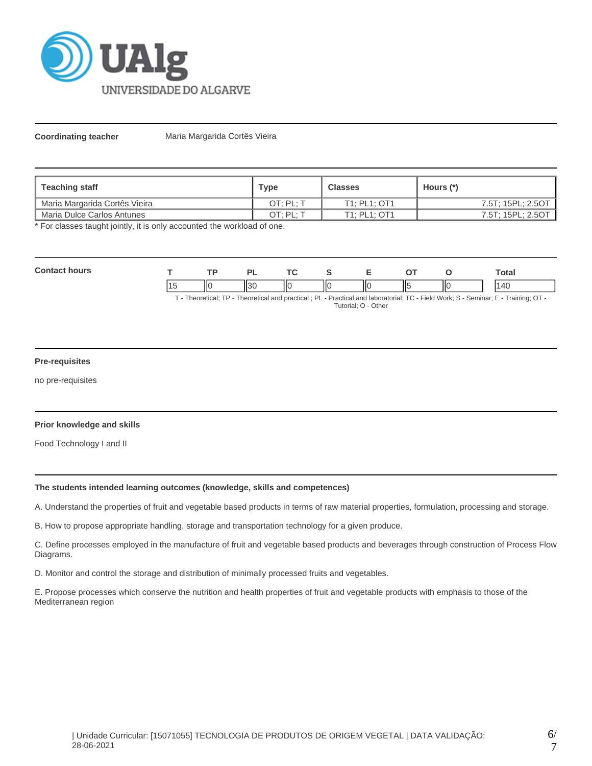**Coordinating teacher** Maria Margarida Cortês Vieira

| Teaching staff | Type | Classes | Hours (*) |
| --- | --- | --- | --- |
| Maria Margarida Cortês Vieira | OT; PL; T | T1; PL1; OT1 | 7.5T; 15PL; 2.5OT |
| Maria Dulce Carlos Antunes | OT; PL; T | T1; PL1; OT1 | 7.5T; 15PL; 2.5OT |

* For classes taught jointly, it is only accounted the workload of one.

**Contact hours**

| T | TP | PL | TC | S | E | OT | O | Total |
| --- | --- | --- | --- | --- | --- | --- | --- | --- |
| 15 | 0 | 30 | 0 | 0 | 0 | 5 | 0 | 140 |

T - Theoretical; TP - Theoretical and practical ; PL - Practical and laboratorial; TC - Field Work; S - Seminar; E - Training; OT - Tutorial; O - Other

**Pre-requisites**

no pre-requisites

**Prior knowledge and skills**

Food Technology I and II

**The students intended learning outcomes (knowledge, skills and competences)**

A. Understand the properties of fruit and vegetable based products in terms of raw material properties, formulation, processing and storage.

B. How to propose appropriate handling, storage and transportation technology for a given produce.

C. Define processes employed in the manufacture of fruit and vegetable based products and beverages through construction of Process Flow Diagrams.

D. Monitor and control the storage and distribution of minimally processed fruits and vegetables.

E. Propose processes which conserve the nutrition and health properties of fruit and vegetable products with emphasis to those of the Mediterranean region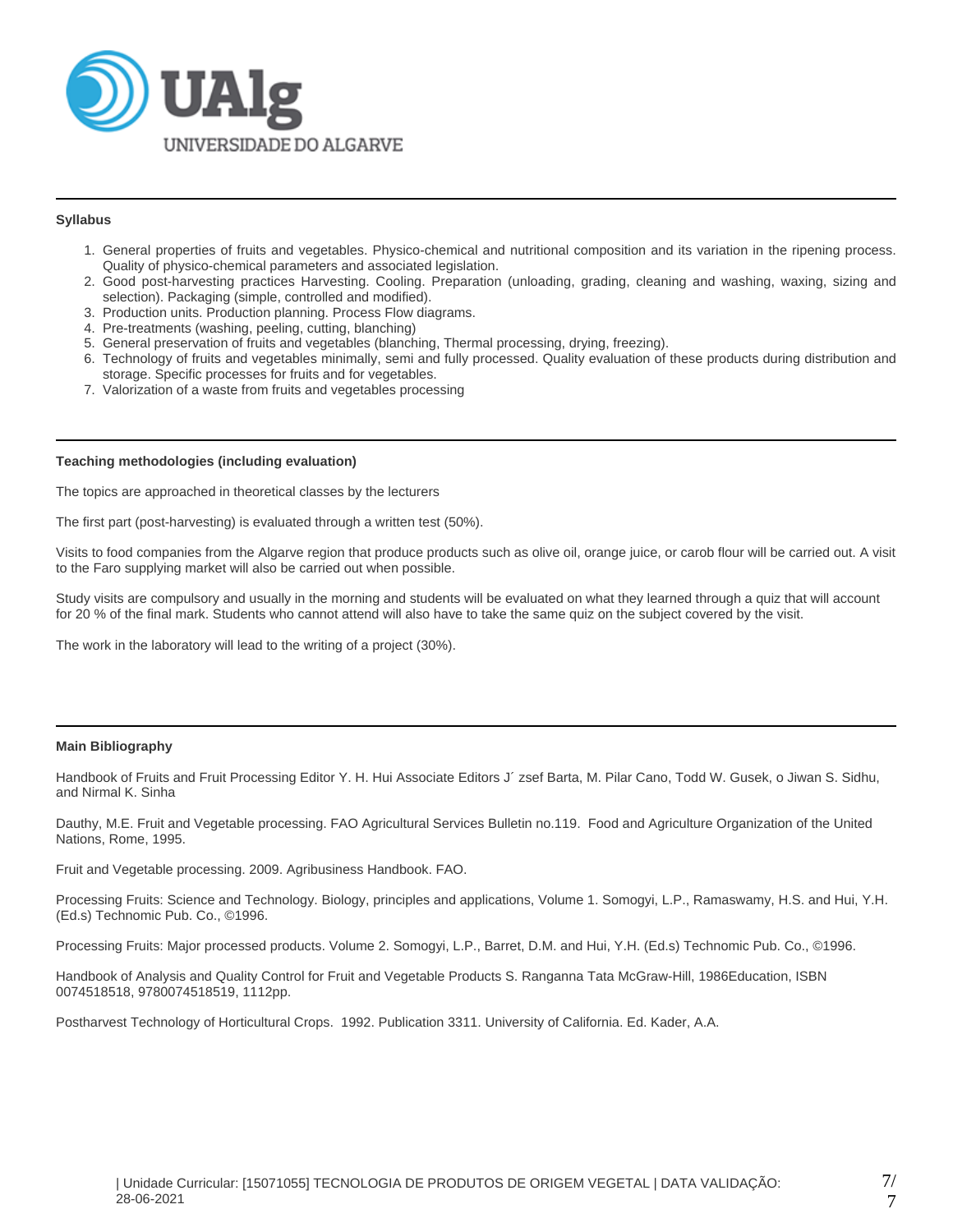**Syllabus**

1. General properties of fruits and vegetables. Physico-chemical and nutritional composition and its variation in the ripening process. Quality of physico-chemical parameters and associated legislation.
2. Good post-harvesting practices Harvesting. Cooling. Preparation (unloading, grading, cleaning and washing, waxing, sizing and selection). Packaging (simple, controlled and modified).
3. Production units. Production planning. Process Flow diagrams.
4. Pre-treatments (washing, peeling, cutting, blanching)
5. General preservation of fruits and vegetables (blanching, Thermal processing, drying, freezing).
6. Technology of fruits and vegetables minimally, semi and fully processed. Quality evaluation of these products during distribution and storage. Specific processes for fruits and for vegetables.
7. Valorization of a waste from fruits and vegetables processing

**Teaching methodologies (including evaluation)**

The topics are approached in theoretical classes by the lecturers

The first part (post-harvesting) is evaluated through a written test (50%).

Visits to food companies from the Algarve region that produce products such as olive oil, orange juice, or carob flour will be carried out. A visit to the Faro supplying market will also be carried out when possible.

Study visits are compulsory and usually in the morning and students will be evaluated on what they learned through a quiz that will account for 20 % of the final mark. Students who cannot attend will also have to take the same quiz on the subject covered by the visit.

The work in the laboratory will lead to the writing of a project (30%).

**Main Bibliography**

Handbook of Fruits and Fruit Processing Editor Y. H. Hui Associate Editors J´ zsef Barta, M. Pilar Cano, Todd W. Gusek, o Jiwan S. Sidhu, and Nirmal K. Sinha

Dauthy, M.E. Fruit and Vegetable processing. FAO Agricultural Services Bulletin no.119. Food and Agriculture Organization of the United Nations, Rome, 1995.

Fruit and Vegetable processing. 2009. Agribusiness Handbook. FAO.

Processing Fruits: Science and Technology. Biology, principles and applications, Volume 1. Somogyi, L.P., Ramaswamy, H.S. and Hui, Y.H. (Ed.s) Technomic Pub. Co., ©1996.

Processing Fruits: Major processed products. Volume 2. Somogyi, L.P., Barret, D.M. and Hui, Y.H. (Ed.s) Technomic Pub. Co., ©1996.

Handbook of Analysis and Quality Control for Fruit and Vegetable Products S. Ranganna Tata McGraw-Hill, 1986Education, ISBN 0074518518, 9780074518519, 1112pp.

Postharvest Technology of Horticultural Crops. 1992. Publication 3311. University of California. Ed. Kader, A.A.